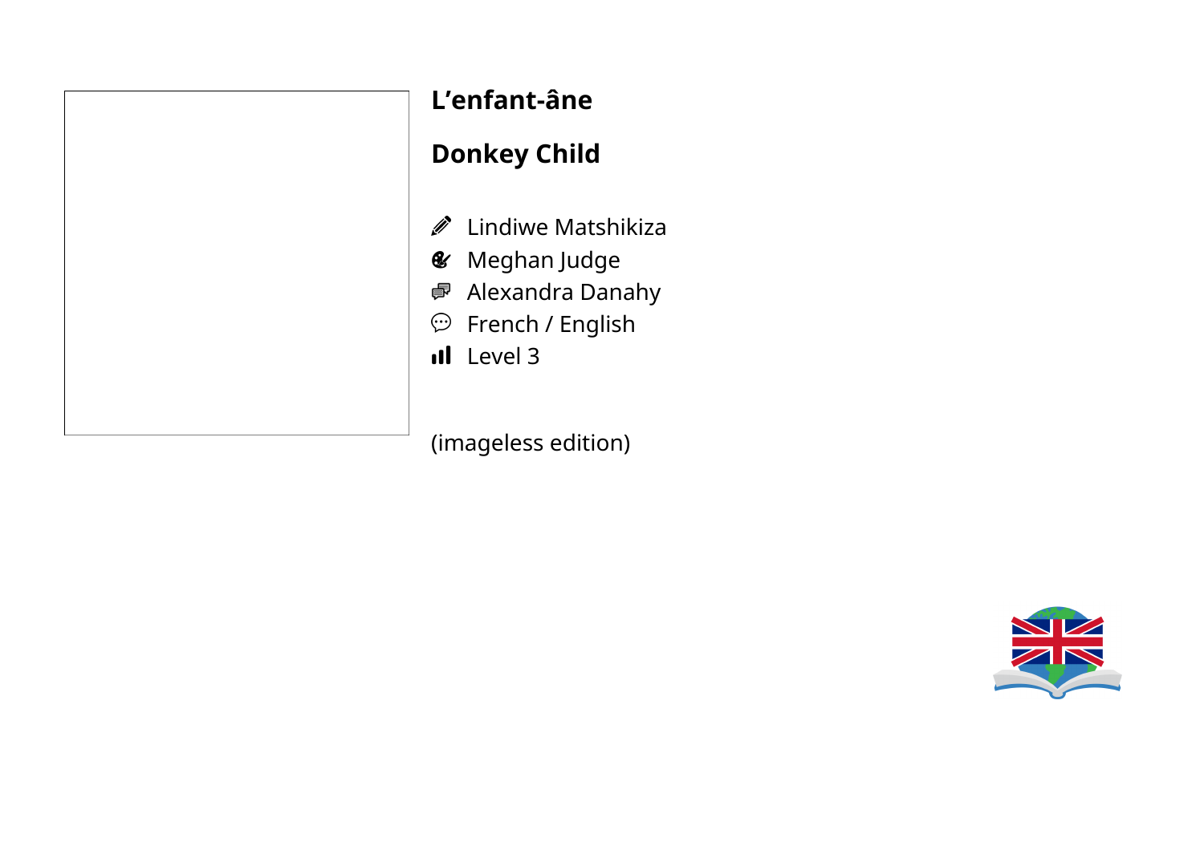# L'enfant-âne

# Donkey Child

- Lindiwe Matshikiza
- Meghan Judge
- Alexandra Danahy
- French / English
- Level 3

(imageless edition)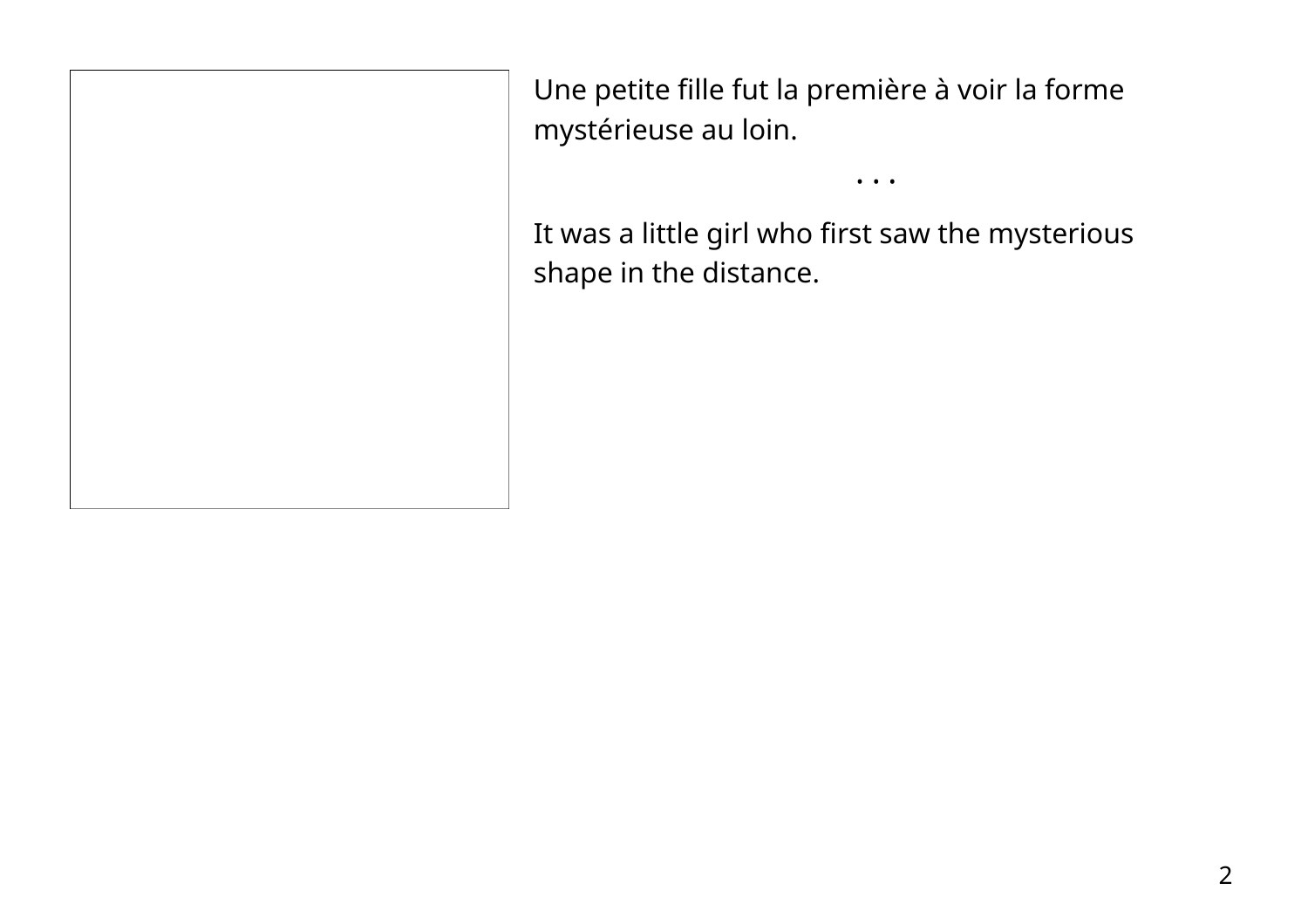Une petite fille fut la première à voir la forme mystérieuse au loin.

. . .

It was a little girl who first saw the mysterious shape in the distance.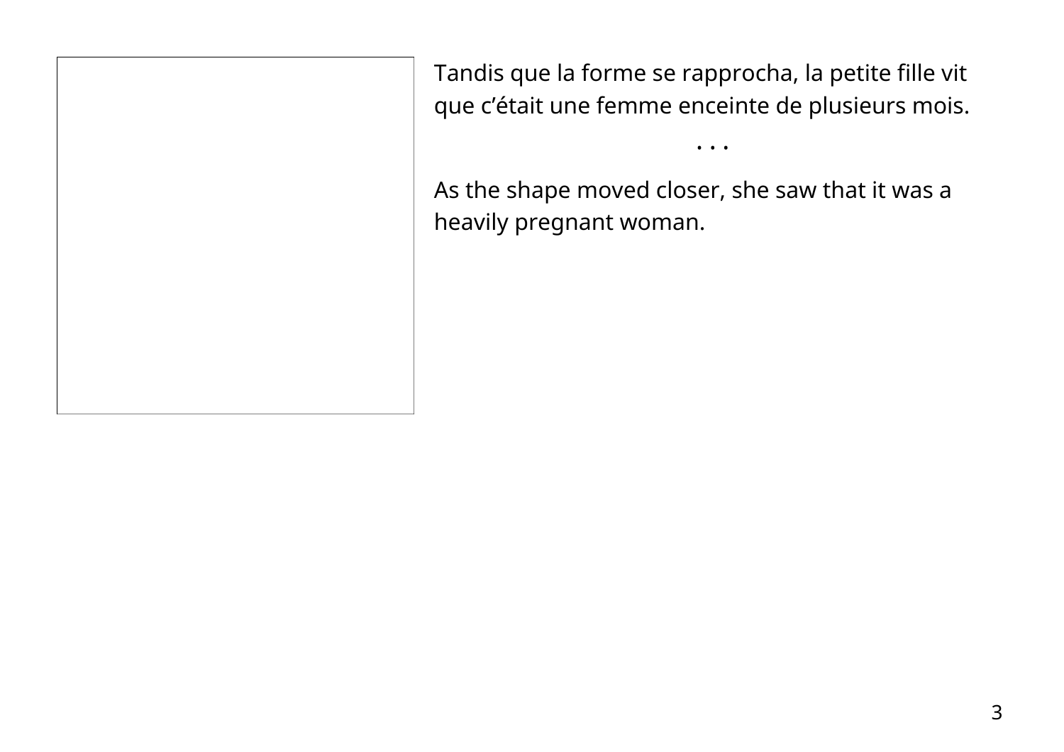Tandis que la forme se rapprocha, la petite fille vit que c’était une femme enceinte de plusieurs mois.

. . .

As the shape moved closer, she saw that it was a heavily pregnant woman.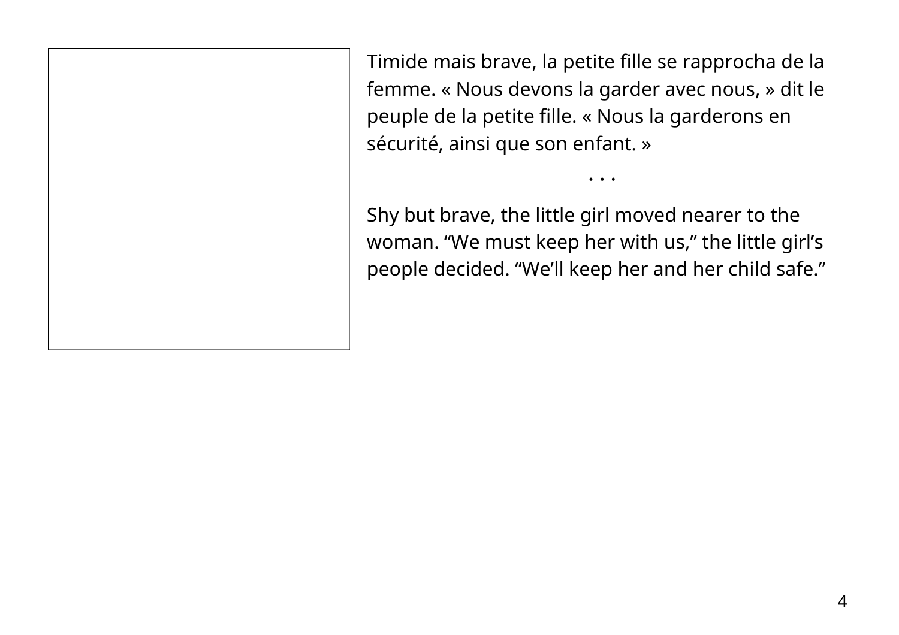Timide mais brave, la petite fille se rapprocha de la femme. « Nous devons la garder avec nous, » dit le peuple de la petite fille. « Nous la garderons en sécurité, ainsi que son enfant. »

. . .

Shy but brave, the little girl moved nearer to the woman. “We must keep her with us,” the little girl’s people decided. “We’ll keep her and her child safe.”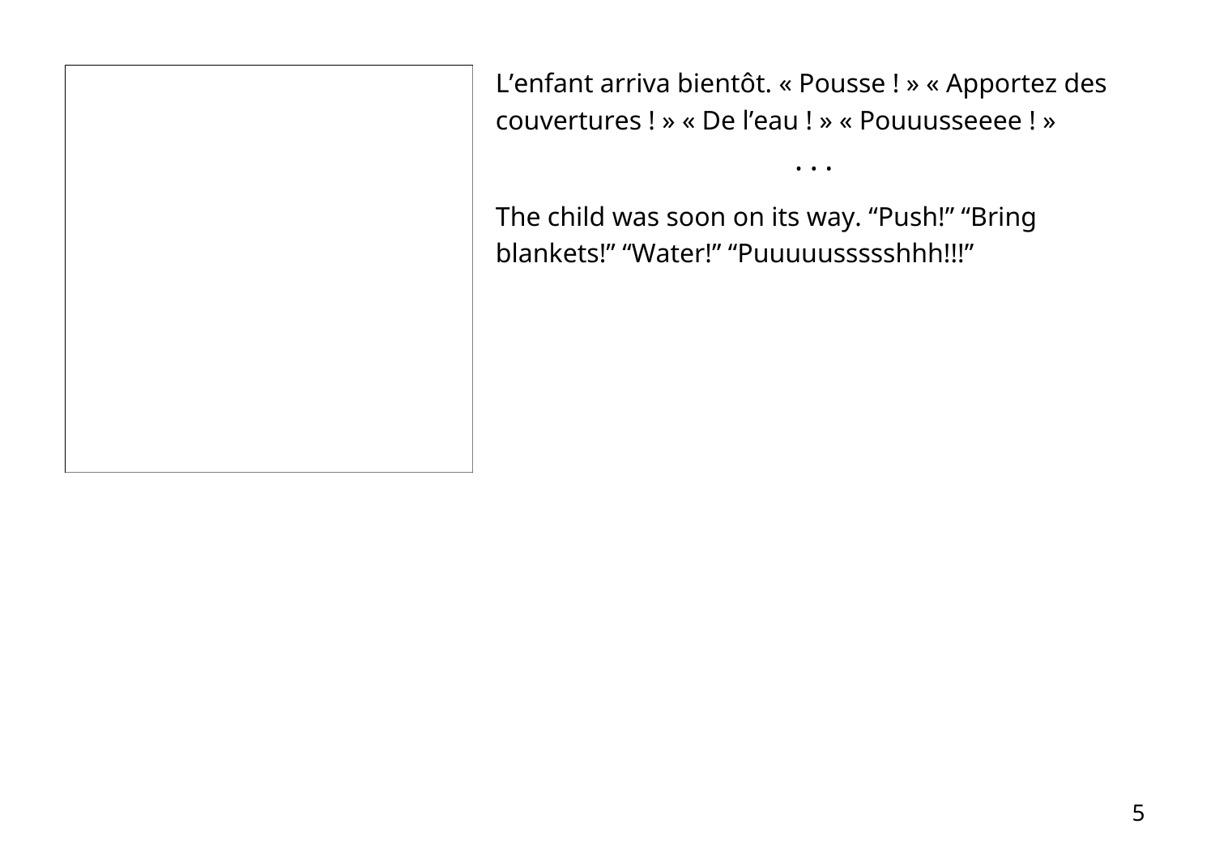L’enfant arriva bientôt. « Pousse ! » « Apportez des couvertures ! » « De l’eau ! » « Pouuusseeee ! »

. . .

The child was soon on its way. “Push!” “Bring blankets!” “Water!” “Puuuuussssshhh!!!”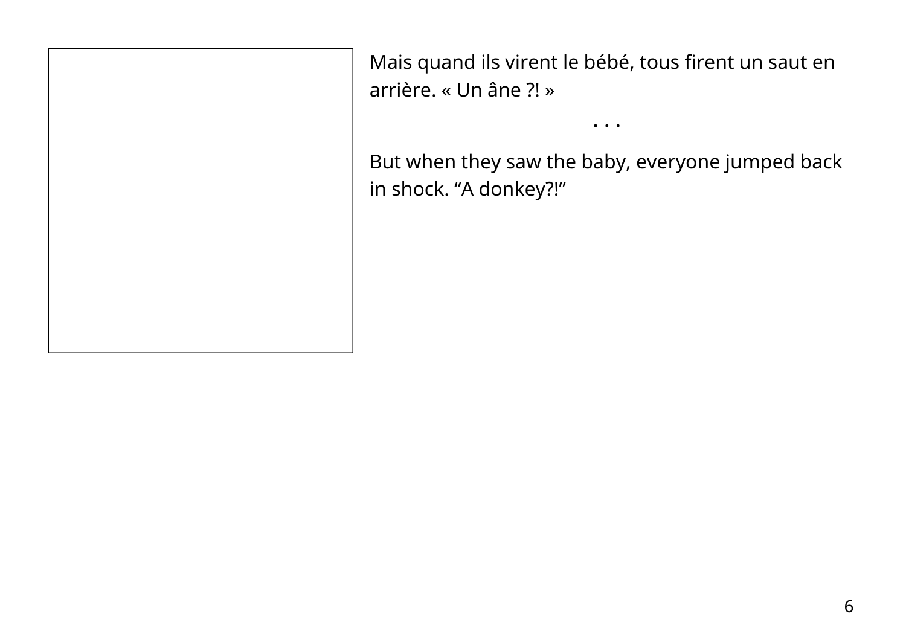Mais quand ils virent le bébé, tous firent un saut en arrière. « Un âne ?! »

. . .

But when they saw the baby, everyone jumped back in shock. “A donkey?!”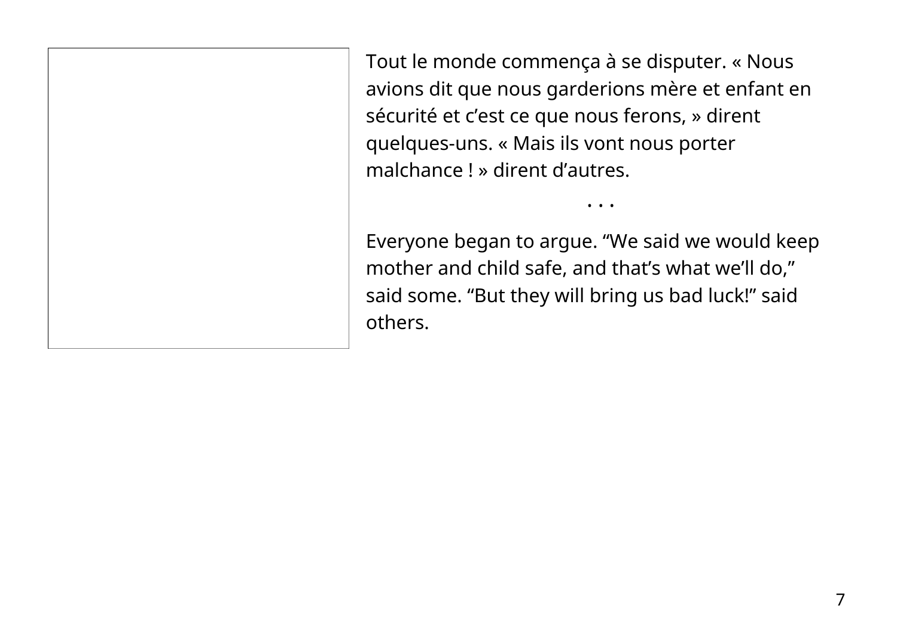Tout le monde commença à se disputer. « Nous avions dit que nous garderions mère et enfant en sécurité et c'est ce que nous ferons, » dirent quelques-uns. « Mais ils vont nous porter malchance ! » dirent d'autres.

• • •

Everyone began to argue. "We said we would keep mother and child safe, and that's what we'll do," said some. "But they will bring us bad luck!" said others.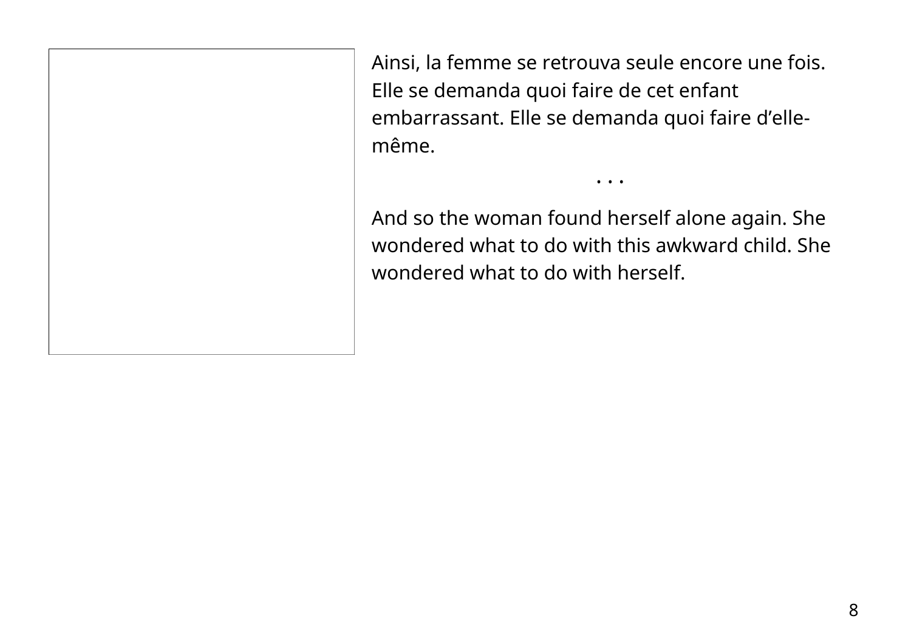Ainsi, la femme se retrouva seule encore une fois. Elle se demanda quoi faire de cet enfant embarrassant. Elle se demanda quoi faire d'elle-même.

. . .

And so the woman found herself alone again. She wondered what to do with this awkward child. She wondered what to do with herself.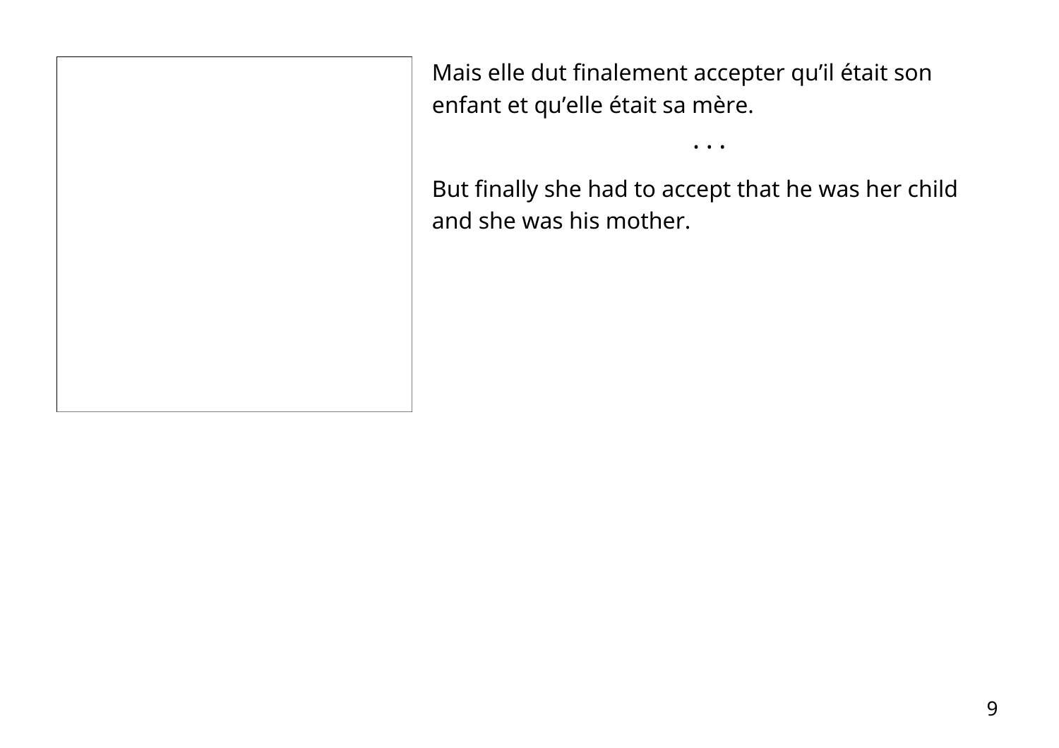Mais elle dut finalement accepter qu’il était son enfant et qu’elle était sa mère.

• • •

But finally she had to accept that he was her child and she was his mother.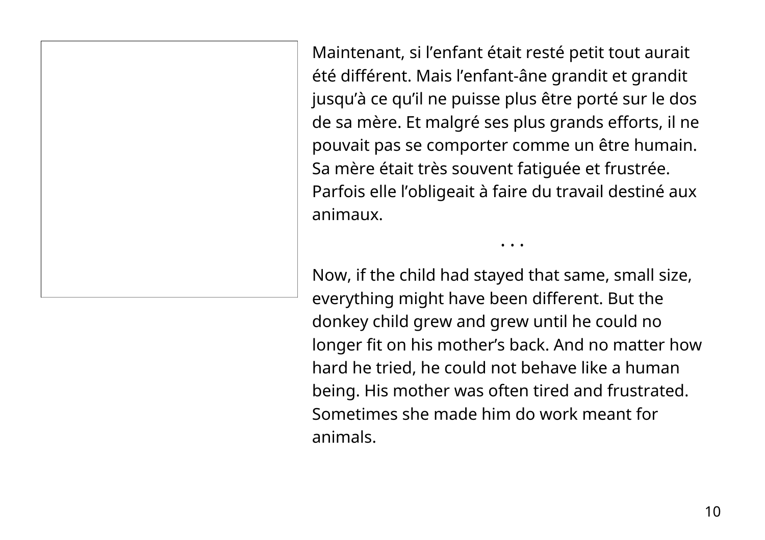Maintenant, si l’enfant était resté petit tout aurait été différent. Mais l’enfant-âne grandit et grandit jusqu’à ce qu’il ne puisse plus être porté sur le dos de sa mère. Et malgré ses plus grands efforts, il ne pouvait pas se comporter comme un être humain. Sa mère était très souvent fatiguée et frustrée. Parfois elle l’obligeait à faire du travail destiné aux animaux.

• • •

Now, if the child had stayed that same, small size, everything might have been different. But the donkey child grew and grew until he could no longer fit on his mother’s back. And no matter how hard he tried, he could not behave like a human being. His mother was often tired and frustrated. Sometimes she made him do work meant for animals.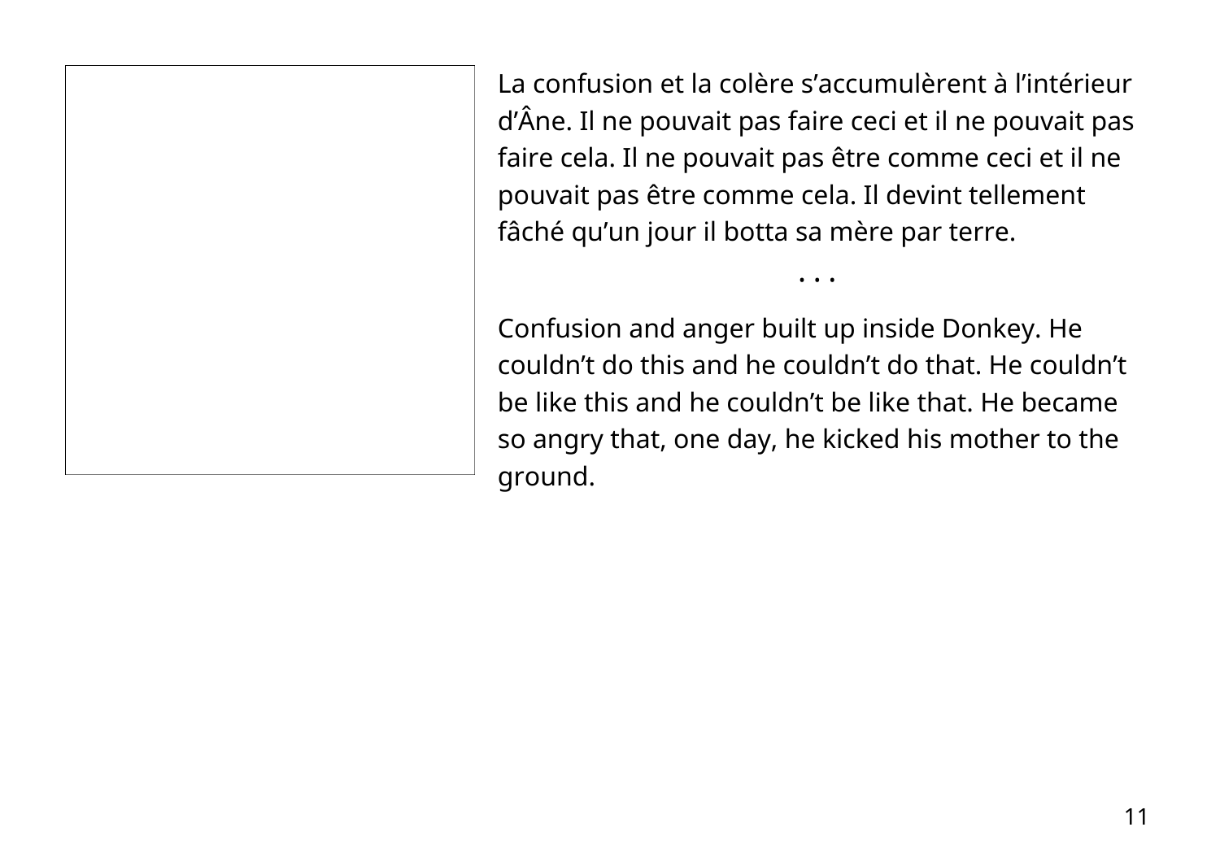La confusion et la colère s’accumulèrent à l’intérieur d’Âne. Il ne pouvait pas faire ceci et il ne pouvait pas faire cela. Il ne pouvait pas être comme ceci et il ne pouvait pas être comme cela. Il devint tellement fâché qu’un jour il botta sa mère par terre.

• • •

Confusion and anger built up inside Donkey. He couldn’t do this and he couldn’t do that. He couldn’t be like this and he couldn’t be like that. He became so angry that, one day, he kicked his mother to the ground.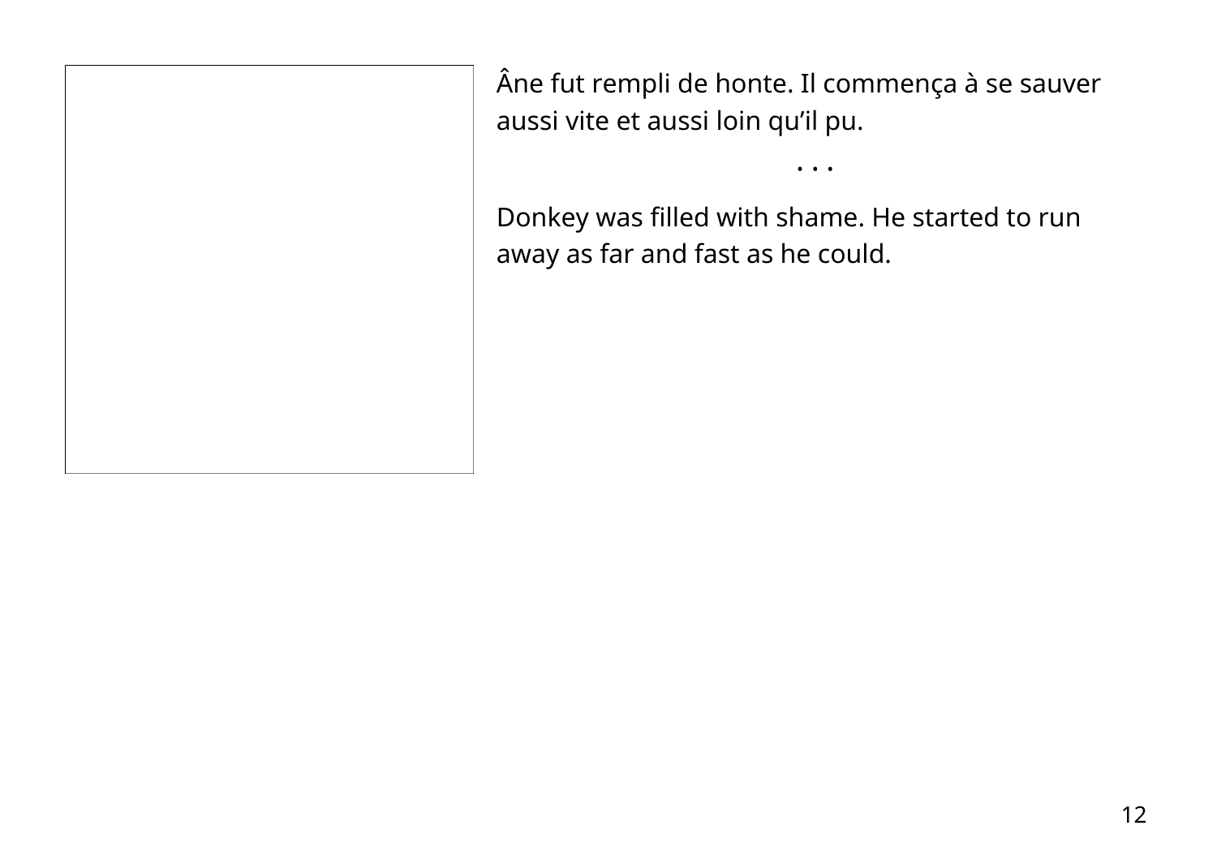Âne fut rempli de honte. Il commença à se sauver aussi vite et aussi loin qu’il pu.

. . .

Donkey was filled with shame. He started to run away as far and fast as he could.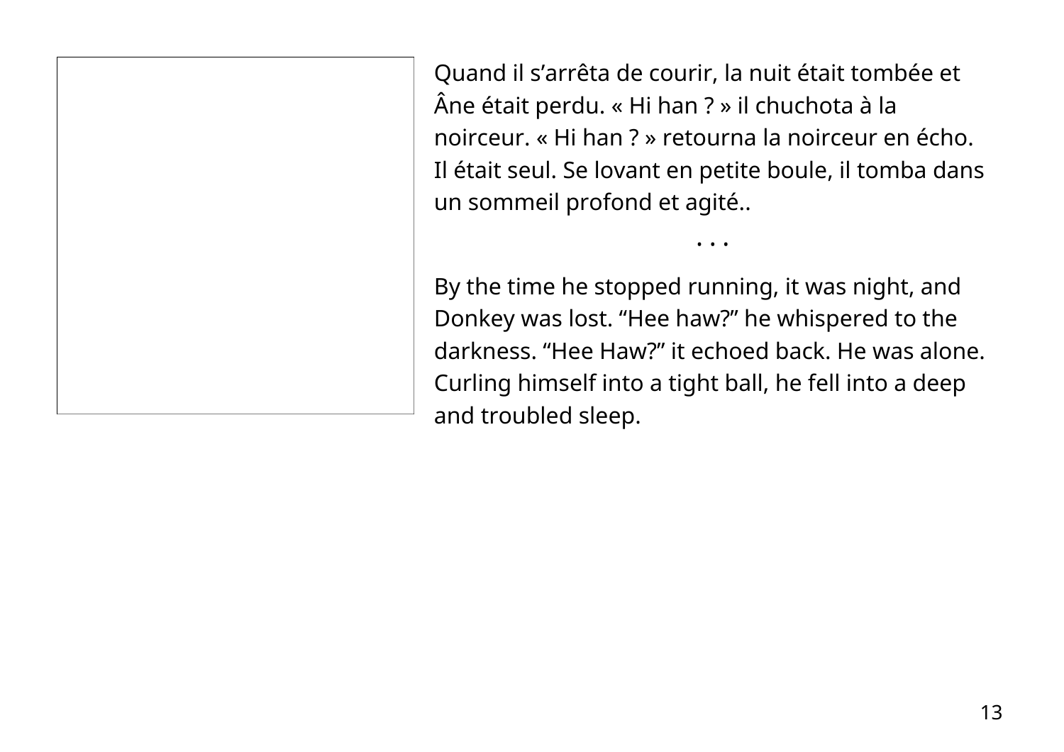Quand il s’arrêta de courir, la nuit était tombée et Âne était perdu. « Hi han ? » il chuchota à la noirceur. « Hi han ? » retourna la noirceur en écho. Il était seul. Se lovant en petite boule, il tomba dans un sommeil profond et agité..

. . .

By the time he stopped running, it was night, and Donkey was lost. “Hee haw?” he whispered to the darkness. “Hee Haw?” it echoed back. He was alone. Curling himself into a tight ball, he fell into a deep and troubled sleep.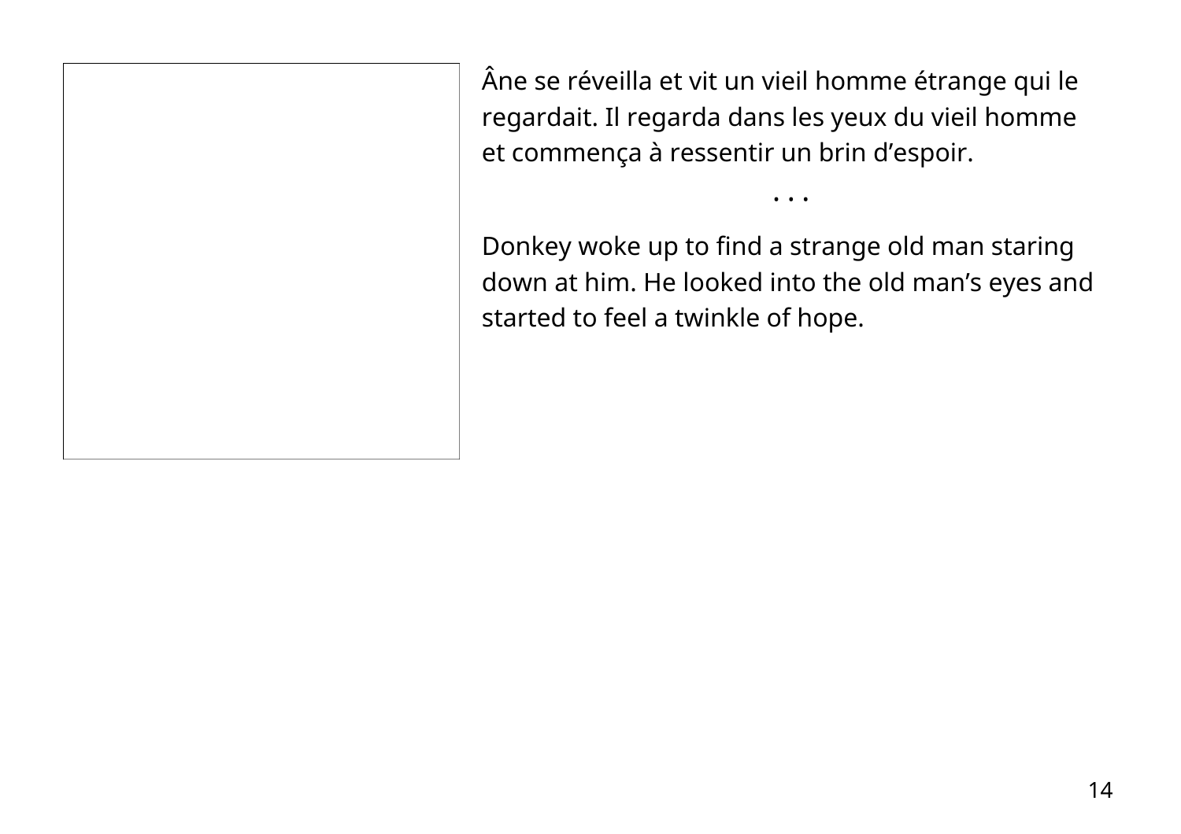Âne se réveilla et vit un vieil homme étrange qui le regardait. Il regarda dans les yeux du vieil homme et commença à ressentir un brin d’espoir.

• • •

Donkey woke up to find a strange old man staring down at him. He looked into the old man’s eyes and started to feel a twinkle of hope.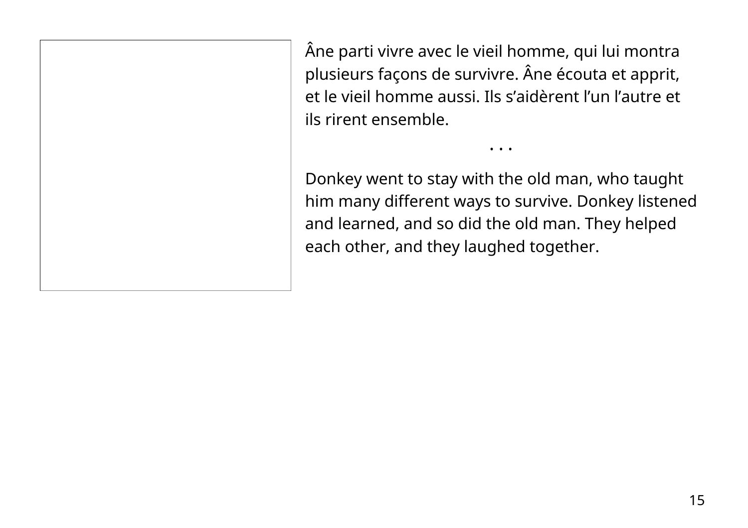Âne parti vivre avec le vieil homme, qui lui montra plusieurs façons de survivre. Âne écouta et apprit, et le vieil homme aussi. Ils s'aidèrent l'un l'autre et ils rirent ensemble.

• • •

Donkey went to stay with the old man, who taught him many different ways to survive. Donkey listened and learned, and so did the old man. They helped each other, and they laughed together.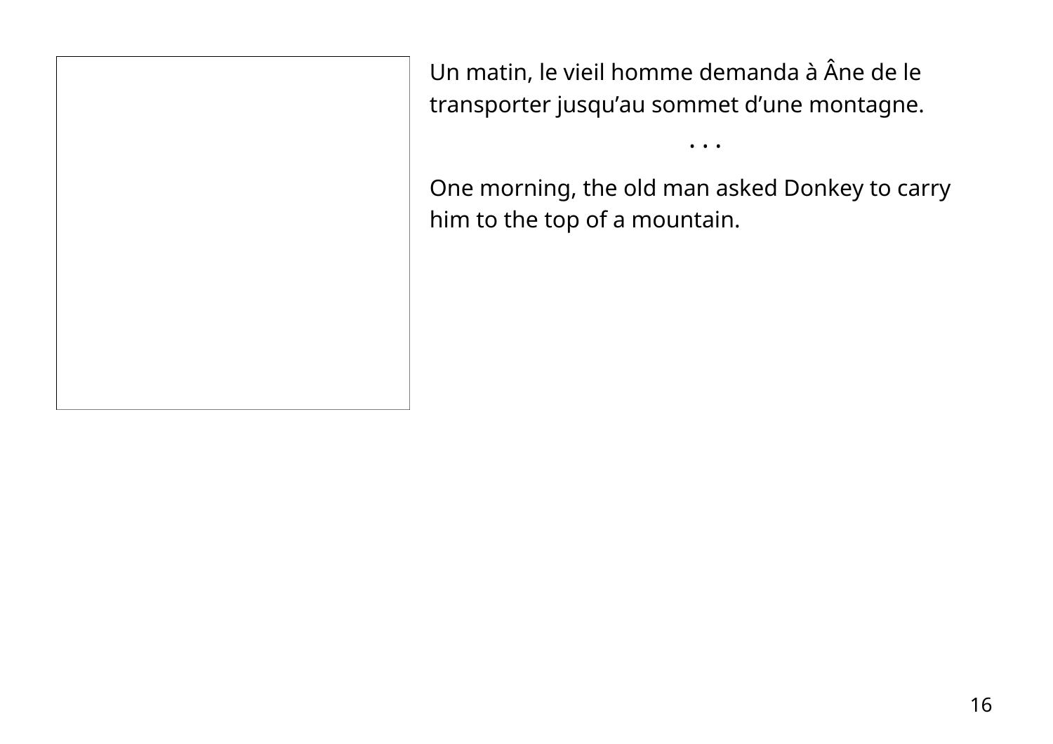Un matin, le vieil homme demanda à Âne de le transporter jusqu’au sommet d’une montagne.

• • •

One morning, the old man asked Donkey to carry him to the top of a mountain.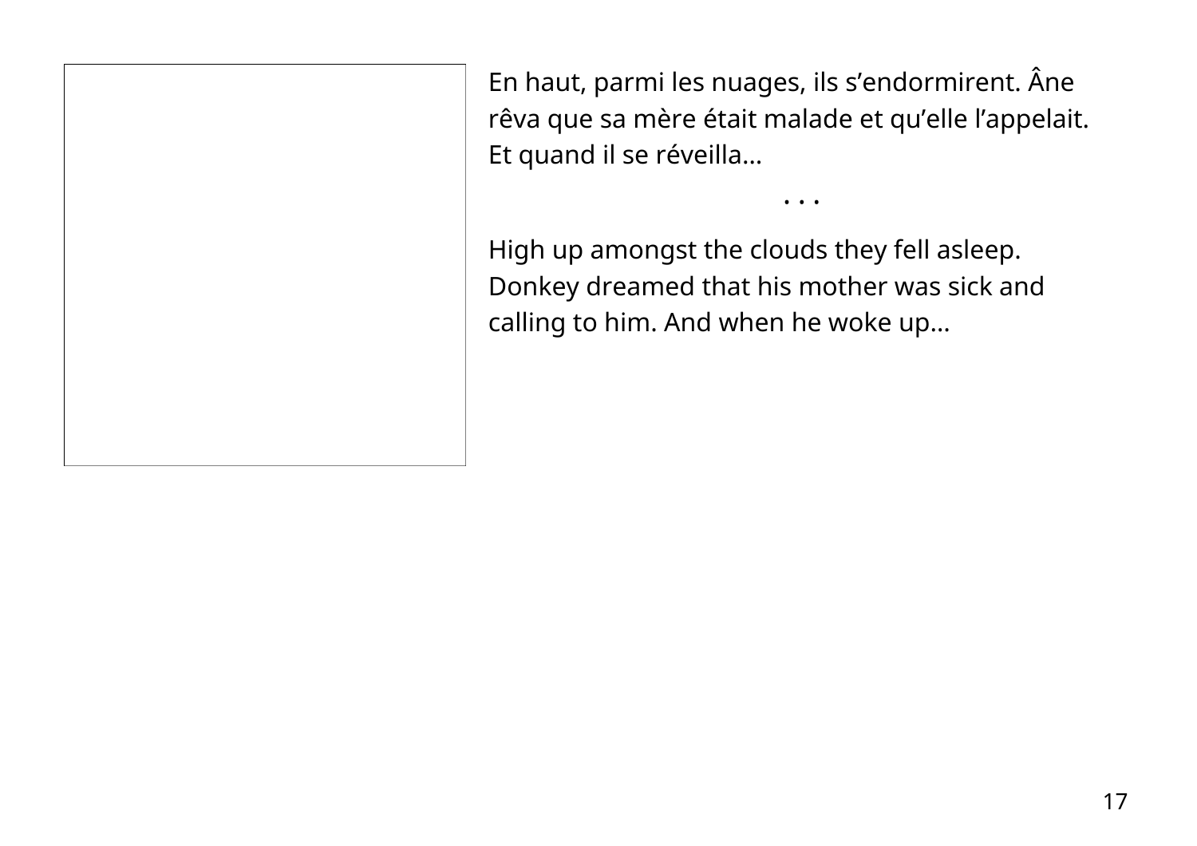En haut, parmi les nuages, ils s’endormirent. Âne rêva que sa mère était malade et qu’elle l’appelait. Et quand il se réveilla…

• • •

High up amongst the clouds they fell asleep. Donkey dreamed that his mother was sick and calling to him. And when he woke up…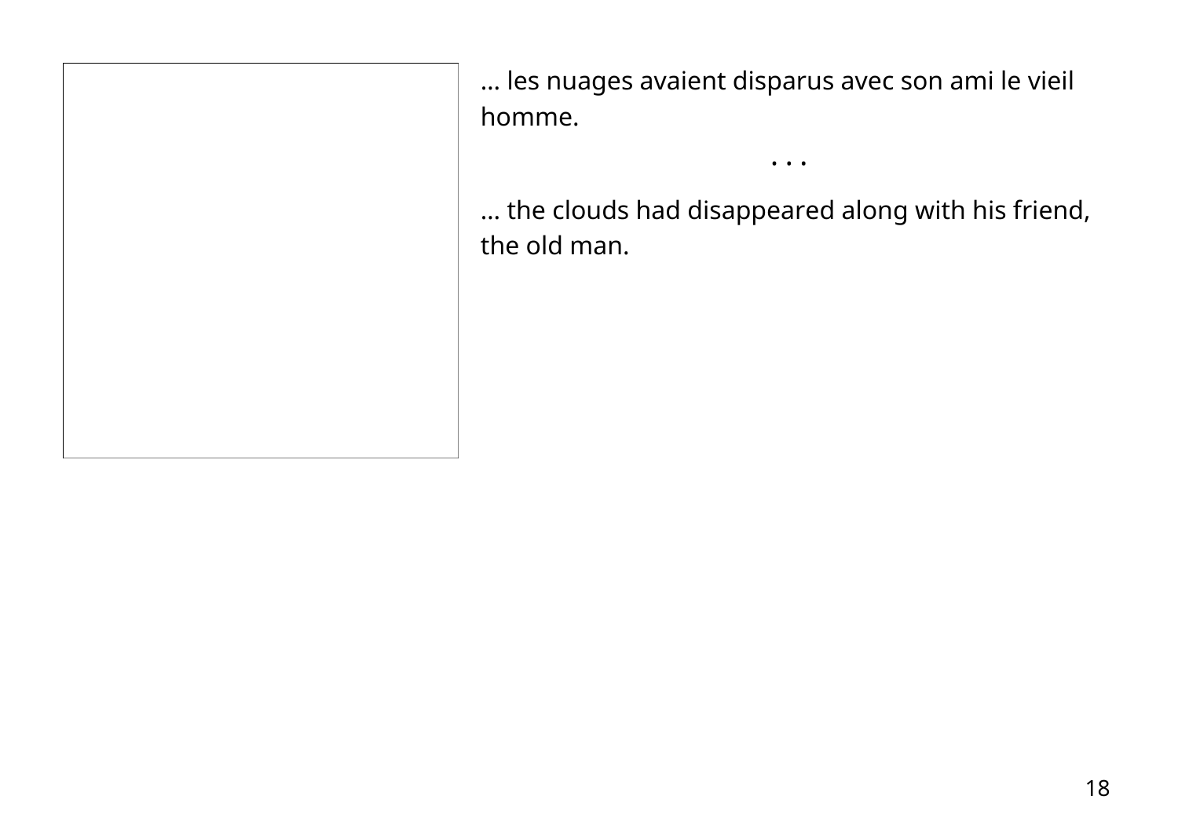… les nuages avaient disparus avec son ami le vieil homme.

. . .

… the clouds had disappeared along with his friend, the old man.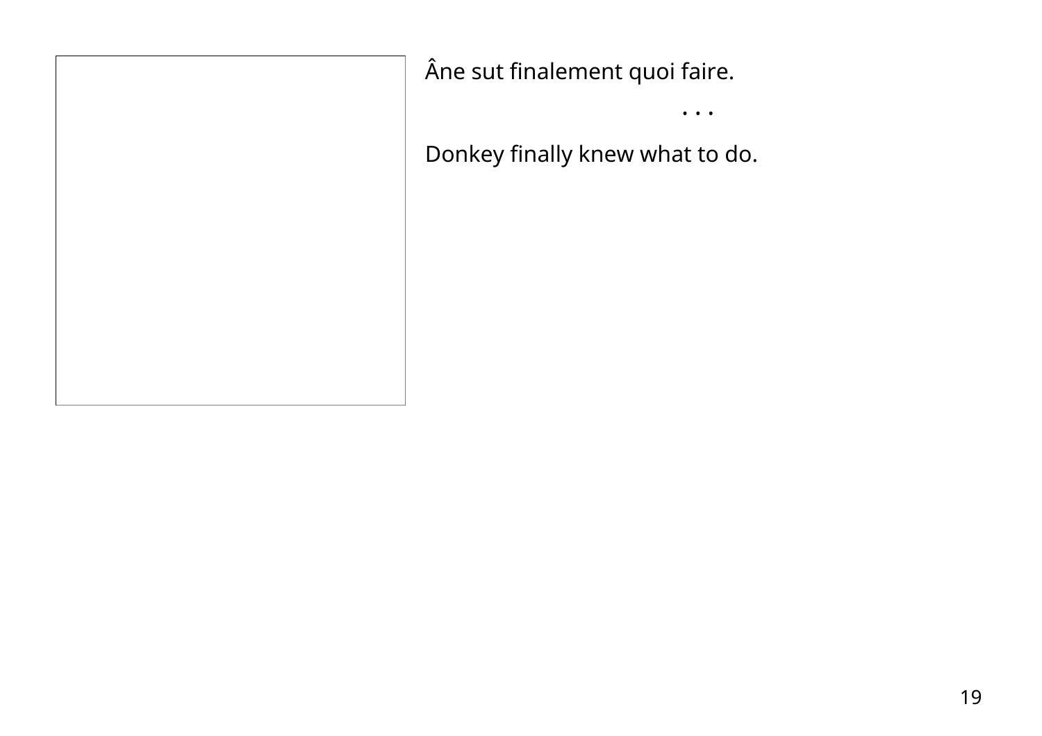Âne sut finalement quoi faire.

. . .

Donkey finally knew what to do.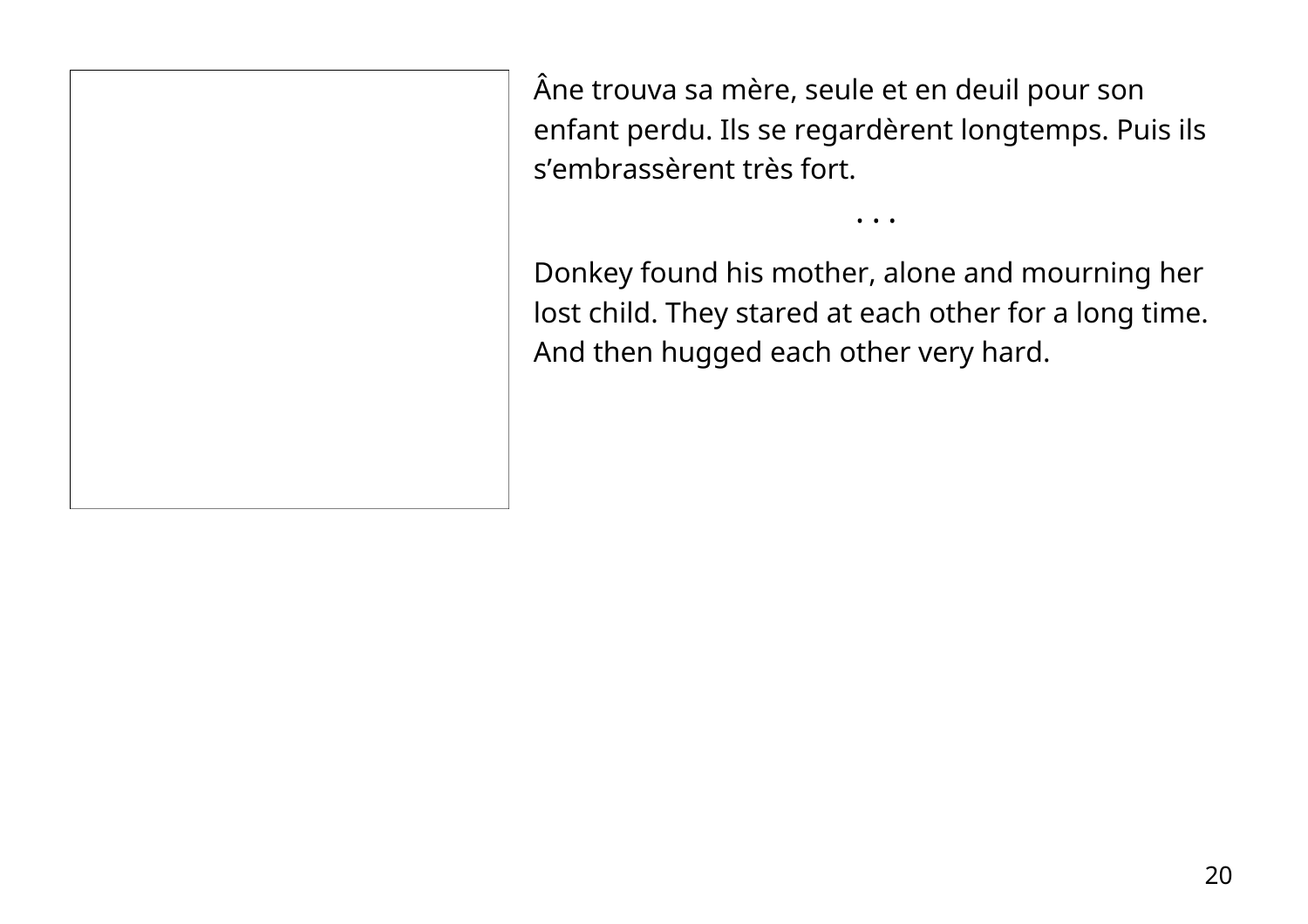Âne trouva sa mère, seule et en deuil pour son enfant perdu. Ils se regardèrent longtemps. Puis ils s’embrassèrent très fort.

• • •

Donkey found his mother, alone and mourning her lost child. They stared at each other for a long time. And then hugged each other very hard.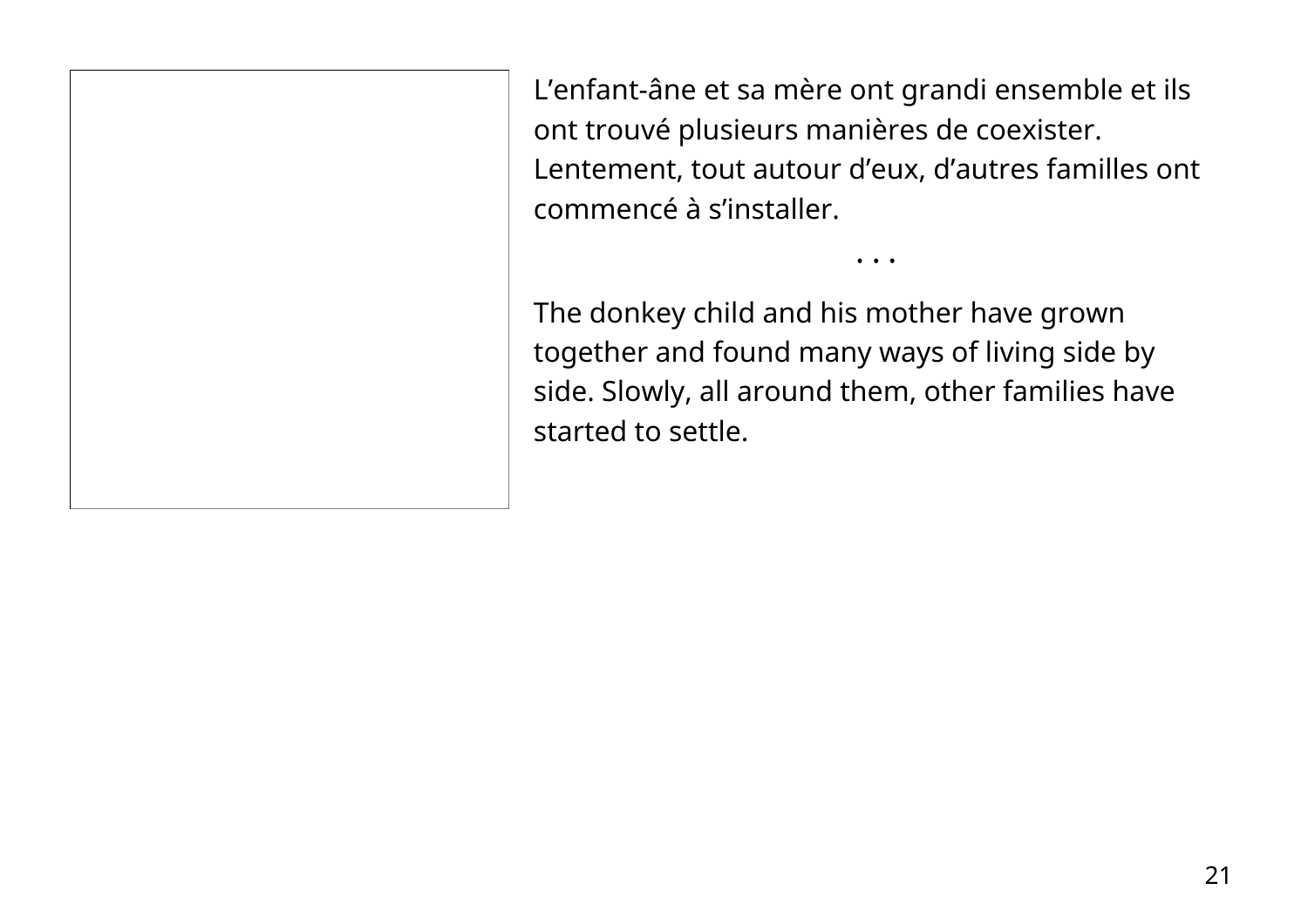L’enfant-âne et sa mère ont grandi ensemble et ils ont trouvé plusieurs manières de coexister. Lentement, tout autour d’eux, d’autres familles ont commencé à s’installer.

. . .

The donkey child and his mother have grown together and found many ways of living side by side. Slowly, all around them, other families have started to settle.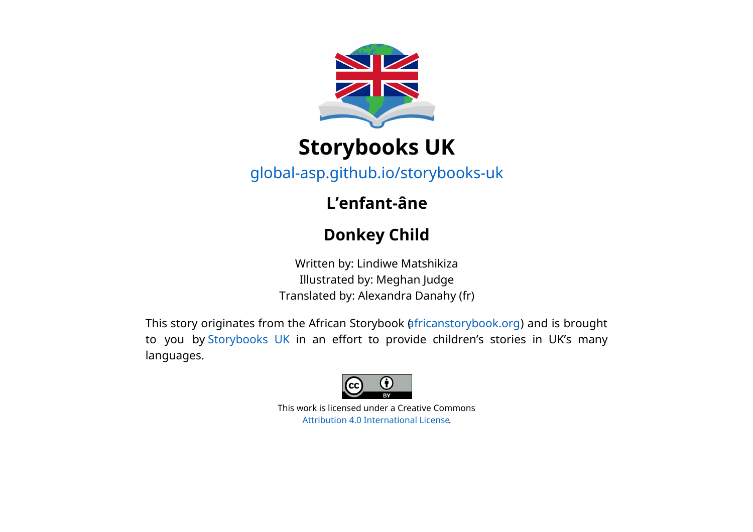# Storybooks UK

global-asp.github.io/storybooks-uk

## L'enfant-âne

## Donkey Child

Written by: Lindiwe Matshikiza
Illustrated by: Meghan Judge
Translated by: Alexandra Danahy (fr)

This story originates from the African Storybook (africanstorybook.org) and is brought to you by Storybooks UK in an effort to provide children's stories in UK's many languages.

This work is licensed under a Creative Commons Attribution 4.0 International License.